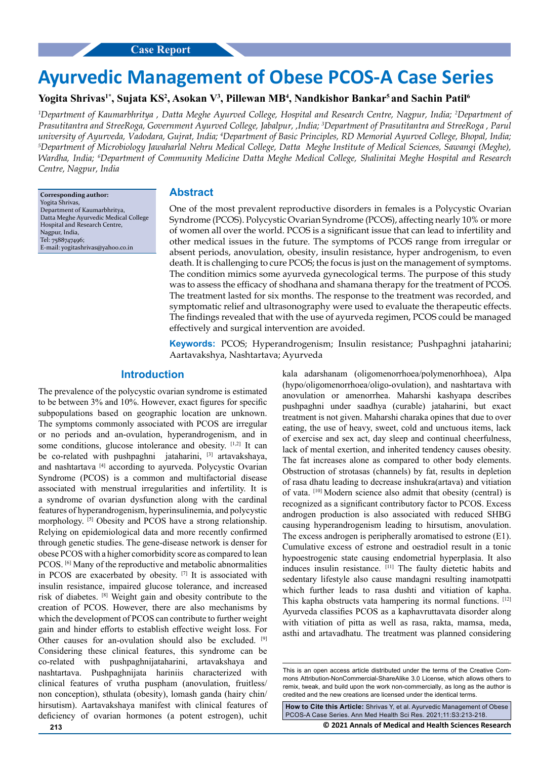Case Report

# Ayurvedic Management of Obese PCOS-A Case Series

**Yogita Shrivas[1*], Sujata KS[2], Asokan V[3], Pillewan MB[4], Nandkishor Bankar[5] and Sachin Patil[6]**

*[1]Department of Kaumarbhritya , Datta Meghe Ayurved College, Hospital and Research Centre, Nagpur, India; [2]Department of Prasutitantra and StreeRoga, Government Ayurved College, Jabalpur, ,India; [3]Department of Prasutitantra and StreeRoga , Parul university of Ayurveda, Vadodara, Gujrat, India; [4]Department of Basic Principles, RD Memorial Ayurved College, Bhopal, India; [5]Department of Microbiology Jawaharlal Nehru Medical College, Datta Meghe Institute of Medical Sciences, Sawangi (Meghe), Wardha, India; [6]Department of Community Medicine Datta Meghe Medical College, Shalinitai Meghe Hospital and Research Centre, Nagpur, India*

**Corresponding author:**
Yogita Shrivas,
Department of Kaumarbhritya,
Datta Meghe Ayurvedic Medical College
Hospital and Research Centre,
Nagpur, India,
Tel: 7588747496;
E-mail: yogitashrivas@yahoo.co.in

## Abstract

One of the most prevalent reproductive disorders in females is a Polycystic Ovarian Syndrome (PCOS). Polycystic Ovarian Syndrome (PCOS), affecting nearly 10% or more of women all over the world. PCOS is a significant issue that can lead to infertility and other medical issues in the future. The symptoms of PCOS range from irregular or absent periods, anovulation, obesity, insulin resistance, hyper androgenism, to even death. It is challenging to cure PCOS; the focus is just on the management of symptoms. The condition mimics some ayurveda gynecological terms. The purpose of this study was to assess the efficacy of shodhana and shamana therapy for the treatment of PCOS. The treatment lasted for six months. The response to the treatment was recorded, and symptomatic relief and ultrasonography were used to evaluate the therapeutic effects. The findings revealed that with the use of ayurveda regimen, PCOS could be managed effectively and surgical intervention are avoided.

**Keywords:** PCOS; Hyperandrogenism; Insulin resistance; Pushpaghni jataharini; Aartavakshya, Nashtartava; Ayurveda

## Introduction

The prevalence of the polycystic ovarian syndrome is estimated to be between 3% and 10%. However, exact figures for specific subpopulations based on geographic location are unknown. The symptoms commonly associated with PCOS are irregular or no periods and an-ovulation, hyperandrogenism, and in some conditions, glucose intolerance and obesity. [1,2] It can be co-related with pushpaghni jataharini, [3] artavakshaya, and nashtartava [4] according to ayurveda. Polycystic Ovarian Syndrome (PCOS) is a common and multifactorial disease associated with menstrual irregularities and infertility. It is a syndrome of ovarian dysfunction along with the cardinal features of hyperandrogenism, hyperinsulinemia, and polycystic morphology. [5] Obesity and PCOS have a strong relationship. Relying on epidemiological data and more recently confirmed through genetic studies. The gene-disease network is denser for obese PCOS with a higher comorbidity score as compared to lean PCOS. [6] Many of the reproductive and metabolic abnormalities in PCOS are exacerbated by obesity. [7] It is associated with insulin resistance, impaired glucose tolerance, and increased risk of diabetes. [8] Weight gain and obesity contribute to the creation of PCOS. However, there are also mechanisms by which the development of PCOS can contribute to further weight gain and hinder efforts to establish effective weight loss. For Other causes for an-ovulation should also be excluded. [9] Considering these clinical features, this syndrome can be co-related with pushpaghnijataharini, artavakshaya and nashtartava. Pushpaghnijata hariniis characterized with clinical features of vrutha puspham (anovulation, fruitless/ non conception), sthulata (obesity), lomash ganda (hairy chin/ hirsutism). Aartavakshaya manifest with clinical features of deficiency of ovarian hormones (a potent estrogen), uchit kala adarshanam (oligomenorrhoea/polymenorhhoea), Alpa (hypo/oligomenorrhoea/oligo-ovulation), and nashtartava with anovulation or amenorrhea. Maharshi kashyapa describes pushpaghni under saadhya (curable) jataharini, but exact treatment is not given. Maharshi charaka opines that due to over eating, the use of heavy, sweet, cold and unctuous items, lack of exercise and sex act, day sleep and continual cheerfulness, lack of mental exertion, and inherited tendency causes obesity. The fat increases alone as compared to other body elements. Obstruction of strotasas (channels) by fat, results in depletion of rasa dhatu leading to decrease inshukra(artava) and vitiation of vata. [10] Modern science also admit that obesity (central) is recognized as a significant contributory factor to PCOS. Excess androgen production is also associated with reduced SHBG causing hyperandrogenism leading to hirsutism, anovulation. The excess androgen is peripherally aromatised to estrone (E1). Cumulative excess of estrone and oestradiol result in a tonic hypoestrogenic state causing endometrial hyperplasia. It also induces insulin resistance. [11] The faulty dietetic habits and sedentary lifestyle also cause mandagni resulting inamotpatti which further leads to rasa dushti and vitiation of kapha. This kapha obstructs vata hampering its normal functions. [12] Ayurveda classifies PCOS as a kaphavruttavata disorder along with vitiation of pitta as well as rasa, rakta, mamsa, meda, asthi and artavadhatu. The treatment was planned considering

This is an open access article distributed under the terms of the Creative Commons Attribution-NonCommercial-ShareAlike 3.0 License, which allows others to remix, tweak, and build upon the work non-commercially, as long as the author is credited and the new creations are licensed under the identical terms.

**How to Cite this Article:** Shrivas Y, et al. Ayurvedic Management of Obese PCOS-A Case Series. Ann Med Health Sci Res. 2021;11:S3:213-218.

© 2021 Annals of Medical and Health Sciences Research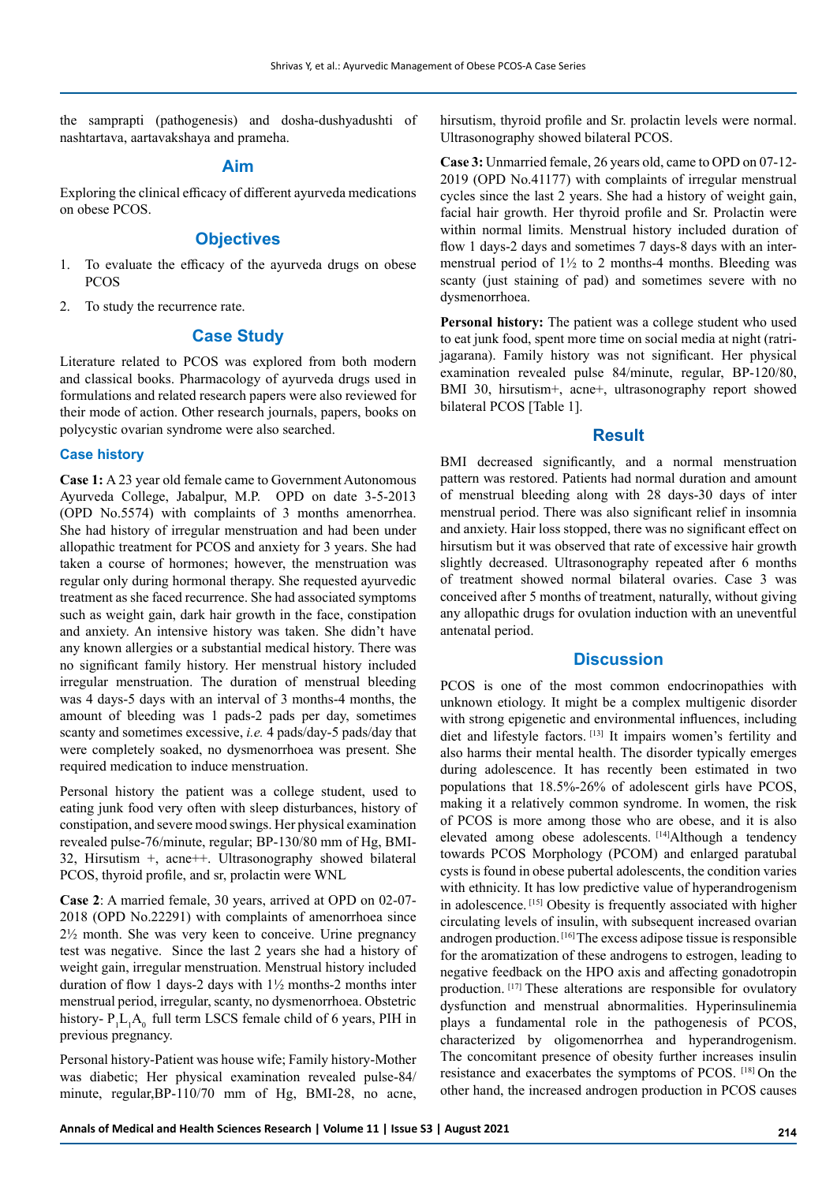the samprapti (pathogenesis) and dosha-dushyadushti of nashtartava, aartavakshaya and prameha.

## Aim

Exploring the clinical efficacy of different ayurveda medications on obese PCOS.

## Objectives

1. To evaluate the efficacy of the ayurveda drugs on obese PCOS
2. To study the recurrence rate.

## Case Study

Literature related to PCOS was explored from both modern and classical books. Pharmacology of ayurveda drugs used in formulations and related research papers were also reviewed for their mode of action. Other research journals, papers, books on polycystic ovarian syndrome were also searched.

### Case history

**Case 1:** A 23 year old female came to Government Autonomous Ayurveda College, Jabalpur, M.P. OPD on date 3-5-2013 (OPD No.5574) with complaints of 3 months amenorrhea. She had history of irregular menstruation and had been under allopathic treatment for PCOS and anxiety for 3 years. She had taken a course of hormones; however, the menstruation was regular only during hormonal therapy. She requested ayurvedic treatment as she faced recurrence. She had associated symptoms such as weight gain, dark hair growth in the face, constipation and anxiety. An intensive history was taken. She didn't have any known allergies or a substantial medical history. There was no significant family history. Her menstrual history included irregular menstruation. The duration of menstrual bleeding was 4 days-5 days with an interval of 3 months-4 months, the amount of bleeding was 1 pads-2 pads per day, sometimes scanty and sometimes excessive, *i.e.* 4 pads/day-5 pads/day that were completely soaked, no dysmenorrhoea was present. She required medication to induce menstruation.

Personal history the patient was a college student, used to eating junk food very often with sleep disturbances, history of constipation, and severe mood swings. Her physical examination revealed pulse-76/minute, regular; BP-130/80 mm of Hg, BMI-32, Hirsutism +, acne++. Ultrasonography showed bilateral PCOS, thyroid profile, and sr, prolactin were WNL

**Case 2**: A married female, 30 years, arrived at OPD on 02-07-2018 (OPD No.22291) with complaints of amenorrhoea since 2½ month. She was very keen to conceive. Urine pregnancy test was negative. Since the last 2 years she had a history of weight gain, irregular menstruation. Menstrual history included duration of flow 1 days-2 days with 1½ months-2 months inter menstrual period, irregular, scanty, no dysmenorrhoea. Obstetric history- $P_1L_1A_0$ full term LSCS female child of 6 years, PIH in previous pregnancy.

Personal history-Patient was house wife; Family history-Mother was diabetic; Her physical examination revealed pulse-84/minute, regular,BP-110/70 mm of Hg, BMI-28, no acne, hirsutism, thyroid profile and Sr. prolactin levels were normal. Ultrasonography showed bilateral PCOS.

**Case 3:** Unmarried female, 26 years old, came to OPD on 07-12-2019 (OPD No.41177) with complaints of irregular menstrual cycles since the last 2 years. She had a history of weight gain, facial hair growth. Her thyroid profile and Sr. Prolactin were within normal limits. Menstrual history included duration of flow 1 days-2 days and sometimes 7 days-8 days with an inter-menstrual period of 1½ to 2 months-4 months. Bleeding was scanty (just staining of pad) and sometimes severe with no dysmenorrhoea.

**Personal history:** The patient was a college student who used to eat junk food, spent more time on social media at night (ratri-jagarana). Family history was not significant. Her physical examination revealed pulse 84/minute, regular, BP-120/80, BMI 30, hirsutism+, acne+, ultrasonography report showed bilateral PCOS [Table 1].

## Result

BMI decreased significantly, and a normal menstruation pattern was restored. Patients had normal duration and amount of menstrual bleeding along with 28 days-30 days of inter menstrual period. There was also significant relief in insomnia and anxiety. Hair loss stopped, there was no significant effect on hirsutism but it was observed that rate of excessive hair growth slightly decreased. Ultrasonography repeated after 6 months of treatment showed normal bilateral ovaries. Case 3 was conceived after 5 months of treatment, naturally, without giving any allopathic drugs for ovulation induction with an uneventful antenatal period.

## Discussion

PCOS is one of the most common endocrinopathies with unknown etiology. It might be a complex multigenic disorder with strong epigenetic and environmental influences, including diet and lifestyle factors. [13] It impairs women's fertility and also harms their mental health. The disorder typically emerges during adolescence. It has recently been estimated in two populations that 18.5%-26% of adolescent girls have PCOS, making it a relatively common syndrome. In women, the risk of PCOS is more among those who are obese, and it is also elevated among obese adolescents. [14] Although a tendency towards PCOS Morphology (PCOM) and enlarged paratubal cysts is found in obese pubertal adolescents, the condition varies with ethnicity. It has low predictive value of hyperandrogenism in adolescence. [15] Obesity is frequently associated with higher circulating levels of insulin, with subsequent increased ovarian androgen production. [16] The excess adipose tissue is responsible for the aromatization of these androgens to estrogen, leading to negative feedback on the HPO axis and affecting gonadotropin production. [17] These alterations are responsible for ovulatory dysfunction and menstrual abnormalities. Hyperinsulinemia plays a fundamental role in the pathogenesis of PCOS, characterized by oligomenorrhea and hyperandrogenism. The concomitant presence of obesity further increases insulin resistance and exacerbates the symptoms of PCOS. [18] On the other hand, the increased androgen production in PCOS causes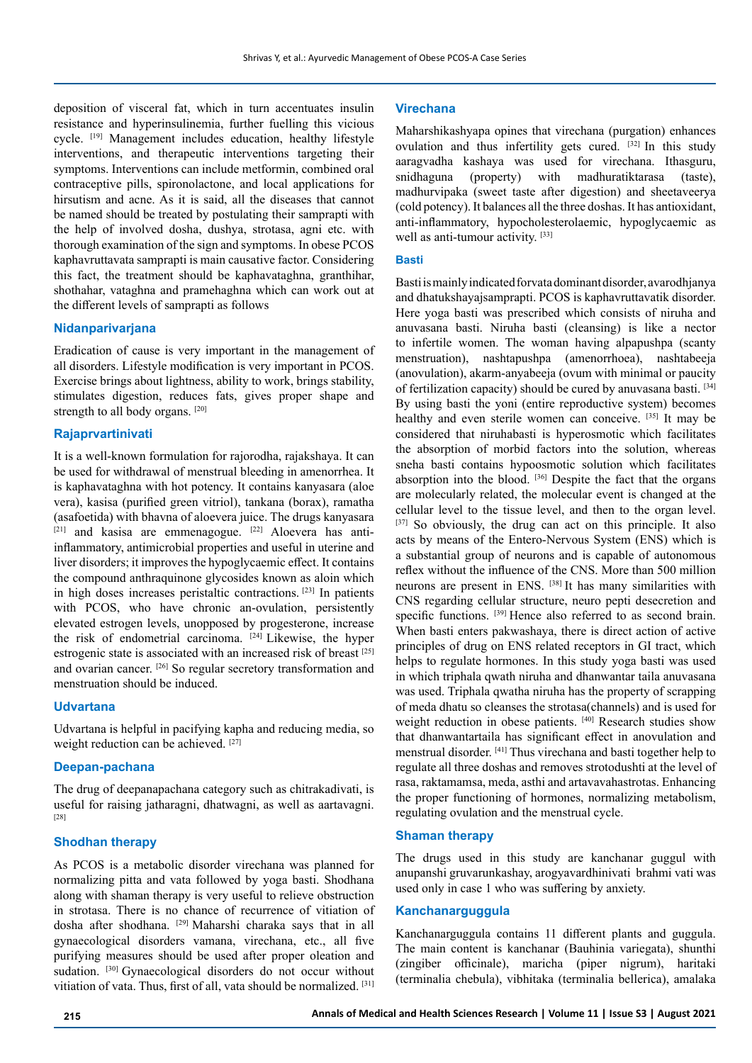deposition of visceral fat, which in turn accentuates insulin resistance and hyperinsulinemia, further fuelling this vicious cycle. [19] Management includes education, healthy lifestyle interventions, and therapeutic interventions targeting their symptoms. Interventions can include metformin, combined oral contraceptive pills, spironolactone, and local applications for hirsutism and acne. As it is said, all the diseases that cannot be named should be treated by postulating their samprapti with the help of involved dosha, dushya, strotasa, agni etc. with thorough examination of the sign and symptoms. In obese PCOS kaphavruttavata samprapti is main causative factor. Considering this fact, the treatment should be kaphavataghna, granthihar, shothahar, vataghna and pramehaghna which can work out at the different levels of samprapti as follows

### Nidanparivarjana

Eradication of cause is very important in the management of all disorders. Lifestyle modification is very important in PCOS. Exercise brings about lightness, ability to work, brings stability, stimulates digestion, reduces fats, gives proper shape and strength to all body organs. [20]

### Rajaprvartinivati

It is a well-known formulation for rajorodha, rajakshaya. It can be used for withdrawal of menstrual bleeding in amenorrhea. It is kaphavataghna with hot potency. It contains kanyasara (aloe vera), kasisa (purified green vitriol), tankana (borax), ramatha (asafoetida) with bhavna of aloevera juice. The drugs kanyasara [21] and kasisa are emmenagogue. [22] Aloevera has anti-inflammatory, antimicrobial properties and useful in uterine and liver disorders; it improves the hypoglycaemic effect. It contains the compound anthraquinone glycosides known as aloin which in high doses increases peristaltic contractions. [23] In patients with PCOS, who have chronic an-ovulation, persistently elevated estrogen levels, unopposed by progesterone, increase the risk of endometrial carcinoma. [24] Likewise, the hyper estrogenic state is associated with an increased risk of breast [25] and ovarian cancer. [26] So regular secretory transformation and menstruation should be induced.

### Udvartana

Udvartana is helpful in pacifying kapha and reducing media, so weight reduction can be achieved. [27]

### Deepan-pachana

The drug of deepanapachana category such as chitrakadivati, is useful for raising jatharagni, dhatwagni, as well as aartavagni. [28]

### Shodhan therapy

As PCOS is a metabolic disorder virechana was planned for normalizing pitta and vata followed by yoga basti. Shodhana along with shaman therapy is very useful to relieve obstruction in strotasa. There is no chance of recurrence of vitiation of dosha after shodhana. [29] Maharshi charaka says that in all gynaecological disorders vamana, virechana, etc., all five purifying measures should be used after proper oleation and sudation. [30] Gynaecological disorders do not occur without vitiation of vata. Thus, first of all, vata should be normalized. [31]

### Virechana

Maharshikashyapa opines that virechana (purgation) enhances ovulation and thus infertility gets cured. [32] In this study aaragvadha kashaya was used for virechana. Ithasguru, snidhaguna (property) with madhuratiktarasa (taste), madhurvipaka (sweet taste after digestion) and sheetaveerya (cold potency). It balances all the three doshas. It has antioxidant, anti-inflammatory, hypocholesterolaemic, hypoglycaemic as well as anti-tumour activity. [33]

### Basti

Basti is mainly indicated for vata dominant disorder, avarodhjanya and dhatukshayajsamprapti. PCOS is kaphavruttavatik disorder. Here yoga basti was prescribed which consists of niruha and anuvasana basti. Niruha basti (cleansing) is like a nector to infertile women. The woman having alpapushpa (scanty menstruation), nashtapushpa (amenorrhoea), nashtabeeja (anovulation), akarm-anyabeeja (ovum with minimal or paucity of fertilization capacity) should be cured by anuvasana basti. [34] By using basti the yoni (entire reproductive system) becomes healthy and even sterile women can conceive. [35] It may be considered that niruhabasti is hyperosmotic which facilitates the absorption of morbid factors into the solution, whereas sneha basti contains hypoosmotic solution which facilitates absorption into the blood. [36] Despite the fact that the organs are molecularly related, the molecular event is changed at the cellular level to the tissue level, and then to the organ level. [37] So obviously, the drug can act on this principle. It also acts by means of the Entero-Nervous System (ENS) which is a substantial group of neurons and is capable of autonomous reflex without the influence of the CNS. More than 500 million neurons are present in ENS. [38] It has many similarities with CNS regarding cellular structure, neuro pepti desecretion and specific functions. [39] Hence also referred to as second brain. When basti enters pakwashaya, there is direct action of active principles of drug on ENS related receptors in GI tract, which helps to regulate hormones. In this study yoga basti was used in which triphala qwath niruha and dhanwantar taila anuvasana was used. Triphala qwatha niruha has the property of scrapping of meda dhatu so cleanses the strotasa(channels) and is used for weight reduction in obese patients. [40] Research studies show that dhanwantartaila has significant effect in anovulation and menstrual disorder. [41] Thus virechana and basti together help to regulate all three doshas and removes strotodushti at the level of rasa, raktamamsa, meda, asthi and artavavahastrotas. Enhancing the proper functioning of hormones, normalizing metabolism, regulating ovulation and the menstrual cycle.

### Shaman therapy

The drugs used in this study are kanchanar guggul with anupanshi gruvarunkashay, arogyavardhinivati brahmi vati was used only in case 1 who was suffering by anxiety.

### Kanchanarguggula

Kanchanarguggula contains 11 different plants and guggula. The main content is kanchanar (Bauhinia variegata), shunthi (zingiber officinale), maricha (piper nigrum), haritaki (terminalia chebula), vibhitaka (terminalia bellerica), amalaka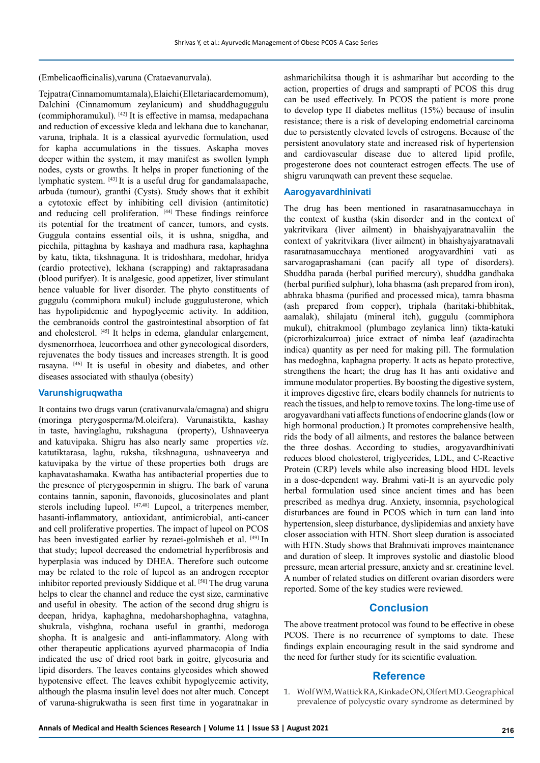(Embelicaofficinalis),varuna (Crataevanurvala).

Tejpatra(Cinnamomumtamala),Elaichi(Elletariacardemomum), Dalchini (Cinnamomum zeylanicum) and shuddhaguggulu (commiphoramukul). [42] It is effective in mamsa, medapachana and reduction of excessive kleda and lekhana due to kanchanar, varuna, triphala. It is a classical ayurvedic formulation, used for kapha accumulations in the tissues. Askapha moves deeper within the system, it may manifest as swollen lymph nodes, cysts or growths. It helps in proper functioning of the lymphatic system. [43] It is a useful drug for gandamalaapache, arbuda (tumour), granthi (Cysts). Study shows that it exhibit a cytotoxic effect by inhibiting cell division (antimitotic) and reducing cell proliferation. [44] These findings reinforce its potential for the treatment of cancer, tumors, and cysts. Guggula contains essential oils, it is ushna, snigdha, and picchila, pittaghna by kashaya and madhura rasa, kaphaghna by katu, tikta, tikshnaguna. It is tridoshhara, medohar, hridya (cardio protective), lekhana (scrapping) and raktaprasadana (blood purifyer). It is analgesic, good appetizer, liver stimulant hence valuable for liver disorder. The phyto constituents of guggulu (commiphora mukul) include guggulusterone, which has hypolipidemic and hypoglycemic activity. In addition, the cembranoids control the gastrointestinal absorption of fat and cholesterol. [45] It helps in edema, glandular enlargement, dysmenorrhoea, leucorrhoea and other gynecological disorders, rejuvenates the body tissues and increases strength. It is good rasayna. [46] It is useful in obesity and diabetes, and other diseases associated with sthaulya (obesity)

### Varunshigruqwatha

It contains two drugs varun (crativanurvala/cmagna) and shigru (moringa pterygosperma/M.oleifera). Varunaistikta, kashay in taste, havinglaghu, rukshaguna (property), Ushnaveerya and katuvipaka. Shigru has also nearly same properties *viz*. katutiktarasa, laghu, ruksha, tikshnaguna, ushnaveerya and katuvipaka by the virtue of these properties both drugs are kaphavatashamaka. Kwatha has antibacterial properties due to the presence of pterygospermin in shigru. The bark of varuna contains tannin, saponin, flavonoids, glucosinolates and plant sterols including lupeol. [47,48] Lupeol, a triterpenes member, hasanti-inflammatory, antioxidant, antimicrobial, anti-cancer and cell proliferative properties. The impact of lupeol on PCOS has been investigated earlier by rezaei-golmisheh et al. [49] In that study; lupeol decreased the endometrial hyperfibrosis and hyperplasia was induced by DHEA. Therefore such outcome may be related to the role of lupeol as an androgen receptor inhibitor reported previously Siddique et al. [50] The drug varuna helps to clear the channel and reduce the cyst size, carminative and useful in obesity. The action of the second drug shigru is deepan, hridya, kaphaghna, medoharshophaghna, vataghna, shukrala, vishghna, rochana useful in granthi, medoroga shopha. It is analgesic and anti-inflammatory. Along with other therapeutic applications ayurved pharmacopia of India indicated the use of dried root bark in goitre, glycosuria and lipid disorders. The leaves contains glycosides which showed hypotensive effect. The leaves exhibit hypoglycemic activity, although the plasma insulin level does not alter much. Concept of varuna-shigrukwatha is seen first time in yogaratnakar in ashmarichikitsa though it is ashmarihar but according to the action, properties of drugs and samprapti of PCOS this drug can be used effectively. In PCOS the patient is more prone to develop type II diabetes mellitus (15%) because of insulin resistance; there is a risk of developing endometrial carcinoma due to persistently elevated levels of estrogens. Because of the persistent anovulatory state and increased risk of hypertension and cardiovascular disease due to altered lipid profile, progesterone does not counteract estrogen effects. The use of shigru varunqwath can prevent these sequelae.

### Aarogyavardhinivati

The drug has been mentioned in rasaratnasamucchaya in the context of kustha (skin disorder and in the context of yakritvikara (liver ailment) in bhaishyajyaratnavaliin the context of yakritvikara (liver ailment) in bhaishyajyaratnavali rasaratnasamucchaya mentioned arogyavardhini vati as sarvarogaprashamani (can pacify all type of disorders). Shuddha parada (herbal purified mercury), shuddha gandhaka (herbal purified sulphur), loha bhasma (ash prepared from iron), abhraka bhasma (purified and processed mica), tamra bhasma (ash prepared from copper), triphala (haritaki-bhibhitak, aamalak), shilajatu (mineral itch), guggulu (commiphora mukul), chitrakmool (plumbago zeylanica linn) tikta-katuki (picrorhizakurroa) juice extract of nimba leaf (azadirachta indica) quantity as per need for making pill. The formulation has medoghna, kaphagna property. It acts as hepato protective, strengthens the heart; the drug has It has anti oxidative and immune modulator properties. By boosting the digestive system, it improves digestive fire, clears bodily channels for nutrients to reach the tissues, and help to remove toxins. The long-time use of arogyavardhani vati affects functions of endocrine glands (low or high hormonal production.) It promotes comprehensive health, rids the body of all ailments, and restores the balance between the three doshas. According to studies, arogyavardhinivati reduces blood cholesterol, triglycerides, LDL, and C-Reactive Protein (CRP) levels while also increasing blood HDL levels in a dose-dependent way. Brahmi vati-It is an ayurvedic poly herbal formulation used since ancient times and has been prescribed as medhya drug. Anxiety, insomnia, psychological disturbances are found in PCOS which in turn can land into hypertension, sleep disturbance, dyslipidemias and anxiety have closer association with HTN. Short sleep duration is associated with HTN. Study shows that Brahmivati improves maintenance and duration of sleep. It improves systolic and diastolic blood pressure, mean arterial pressure, anxiety and sr. creatinine level. A number of related studies on different ovarian disorders were reported. Some of the key studies were reviewed.

## Conclusion

The above treatment protocol was found to be effective in obese PCOS. There is no recurrence of symptoms to date. These findings explain encouraging result in the said syndrome and the need for further study for its scientific evaluation.

## Reference

1. Wolf WM, Wattick RA, Kinkade ON, Olfert MD. Geographical prevalence of polycystic ovary syndrome as determined by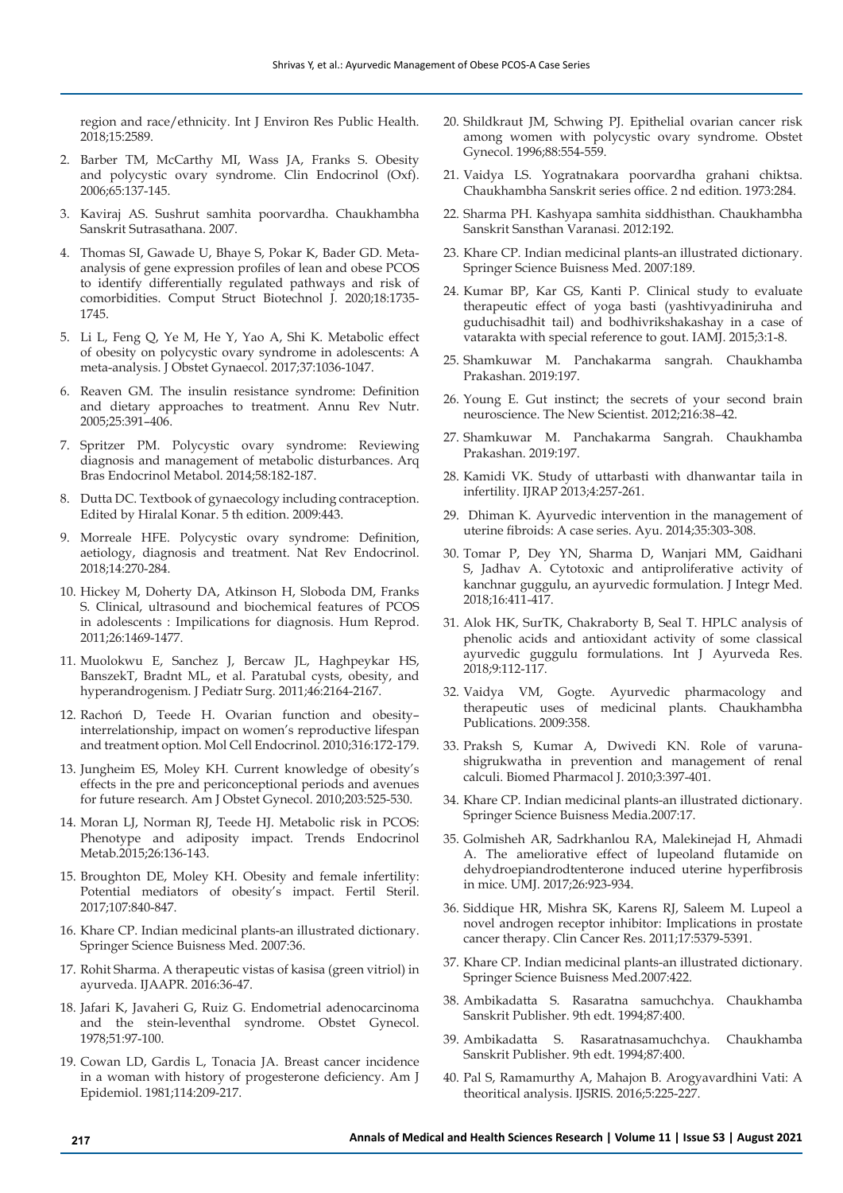region and race/ethnicity. Int J Environ Res Public Health. 2018;15:2589.

2. Barber TM, McCarthy MI, Wass JA, Franks S. Obesity and polycystic ovary syndrome. Clin Endocrinol (Oxf). 2006;65:137-145.
3. Kaviraj AS. Sushrut samhita poorvardha. Chaukhambha Sanskrit Sutrasathana. 2007.
4. Thomas SI, Gawade U, Bhaye S, Pokar K, Bader GD. Meta-analysis of gene expression profiles of lean and obese PCOS to identify differentially regulated pathways and risk of comorbidities. Comput Struct Biotechnol J. 2020;18:1735-1745.
5. Li L, Feng Q, Ye M, He Y, Yao A, Shi K. Metabolic effect of obesity on polycystic ovary syndrome in adolescents: A meta-analysis. J Obstet Gynaecol. 2017;37:1036-1047.
6. Reaven GM. The insulin resistance syndrome: Definition and dietary approaches to treatment. Annu Rev Nutr. 2005;25:391–406.
7. Spritzer PM. Polycystic ovary syndrome: Reviewing diagnosis and management of metabolic disturbances. Arq Bras Endocrinol Metabol. 2014;58:182-187.
8. Dutta DC. Textbook of gynaecology including contraception. Edited by Hiralal Konar. 5 th edition. 2009:443.
9. Morreale HFE. Polycystic ovary syndrome: Definition, aetiology, diagnosis and treatment. Nat Rev Endocrinol. 2018;14:270-284.
10. Hickey M, Doherty DA, Atkinson H, Sloboda DM, Franks S. Clinical, ultrasound and biochemical features of PCOS in adolescents : Impilications for diagnosis. Hum Reprod. 2011;26:1469-1477.
11. Muolokwu E, Sanchez J, Bercaw JL, Haghpeykar HS, BanszekT, Bradnt ML, et al. Paratubal cysts, obesity, and hyperandrogenism. J Pediatr Surg. 2011;46:2164-2167.
12. Rachoń D, Teede H. Ovarian function and obesity–interrelationship, impact on women's reproductive lifespan and treatment option. Mol Cell Endocrinol. 2010;316:172-179.
13. Jungheim ES, Moley KH. Current knowledge of obesity's effects in the pre and periconceptional periods and avenues for future research. Am J Obstet Gynecol. 2010;203:525-530.
14. Moran LJ, Norman RJ, Teede HJ. Metabolic risk in PCOS: Phenotype and adiposity impact. Trends Endocrinol Metab.2015;26:136-143.
15. Broughton DE, Moley KH. Obesity and female infertility: Potential mediators of obesity's impact. Fertil Steril. 2017;107:840-847.
16. Khare CP. Indian medicinal plants-an illustrated dictionary. Springer Science Buisness Med. 2007:36.
17. Rohit Sharma. A therapeutic vistas of kasisa (green vitriol) in ayurveda. IJAAPR. 2016:36-47.
18. Jafari K, Javaheri G, Ruiz G. Endometrial adenocarcinoma and the stein-leventhal syndrome. Obstet Gynecol. 1978;51:97-100.
19. Cowan LD, Gardis L, Tonacia JA. Breast cancer incidence in a woman with history of progesterone deficiency. Am J Epidemiol. 1981;114:209-217.
20. Shildkraut JM, Schwing PJ. Epithelial ovarian cancer risk among women with polycystic ovary syndrome. Obstet Gynecol. 1996;88:554-559.
21. Vaidya LS. Yogratnakara poorvardha grahani chiktsa. Chaukhambha Sanskrit series office. 2 nd edition. 1973:284.
22. Sharma PH. Kashyapa samhita siddhisthan. Chaukhambha Sanskrit Sansthan Varanasi. 2012:192.
23. Khare CP. Indian medicinal plants-an illustrated dictionary. Springer Science Buisness Med. 2007:189.
24. Kumar BP, Kar GS, Kanti P. Clinical study to evaluate therapeutic effect of yoga basti (yashtivyadiniruha and guduchisadhit tail) and bodhivrikshakashay in a case of vatarakta with special reference to gout. IAMJ. 2015;3:1-8.
25. Shamkuwar M. Panchakarma sangrah. Chaukhamba Prakashan. 2019:197.
26. Young E. Gut instinct; the secrets of your second brain neuroscience. The New Scientist. 2012;216:38–42.
27. Shamkuwar M. Panchakarma Sangrah. Chaukhamba Prakashan. 2019:197.
28. Kamidi VK. Study of uttarbasti with dhanwantar taila in infertility. IJRAP 2013;4:257-261.
29. Dhiman K. Ayurvedic intervention in the management of uterine fibroids: A case series. Ayu. 2014;35:303-308.
30. Tomar P, Dey YN, Sharma D, Wanjari MM, Gaidhani S, Jadhav A. Cytotoxic and antiproliferative activity of kanchnar guggulu, an ayurvedic formulation. J Integr Med. 2018;16:411-417.
31. Alok HK, SurTK, Chakraborty B, Seal T. HPLC analysis of phenolic acids and antioxidant activity of some classical ayurvedic guggulu formulations. Int J Ayurveda Res. 2018;9:112-117.
32. Vaidya VM, Gogte. Ayurvedic pharmacology and therapeutic uses of medicinal plants. Chaukhambha Publications. 2009:358.
33. Praksh S, Kumar A, Dwivedi KN. Role of varuna-shigrukwatha in prevention and management of renal calculi. Biomed Pharmacol J. 2010;3:397-401.
34. Khare CP. Indian medicinal plants-an illustrated dictionary. Springer Science Buisness Media.2007:17.
35. Golmisheh AR, Sadrkhanlou RA, Malekinejad H, Ahmadi A. The ameliorative effect of lupeoland flutamide on dehydroepiandrodtenterone induced uterine hyperfibrosis in mice. UMJ. 2017;26:923-934.
36. Siddique HR, Mishra SK, Karens RJ, Saleem M. Lupeol a novel androgen receptor inhibitor: Implications in prostate cancer therapy. Clin Cancer Res. 2011;17:5379-5391.
37. Khare CP. Indian medicinal plants-an illustrated dictionary. Springer Science Buisness Med.2007:422.
38. Ambikadatta S. Rasaratna samuchchya. Chaukhamba Sanskrit Publisher. 9th edt. 1994;87:400.
39. Ambikadatta S. Rasaratnasamuchchya. Chaukhamba Sanskrit Publisher. 9th edt. 1994;87:400.
40. Pal S, Ramamurthy A, Mahajon B. Arogyavardhini Vati: A theoritical analysis. IJSRIS. 2016;5:225-227.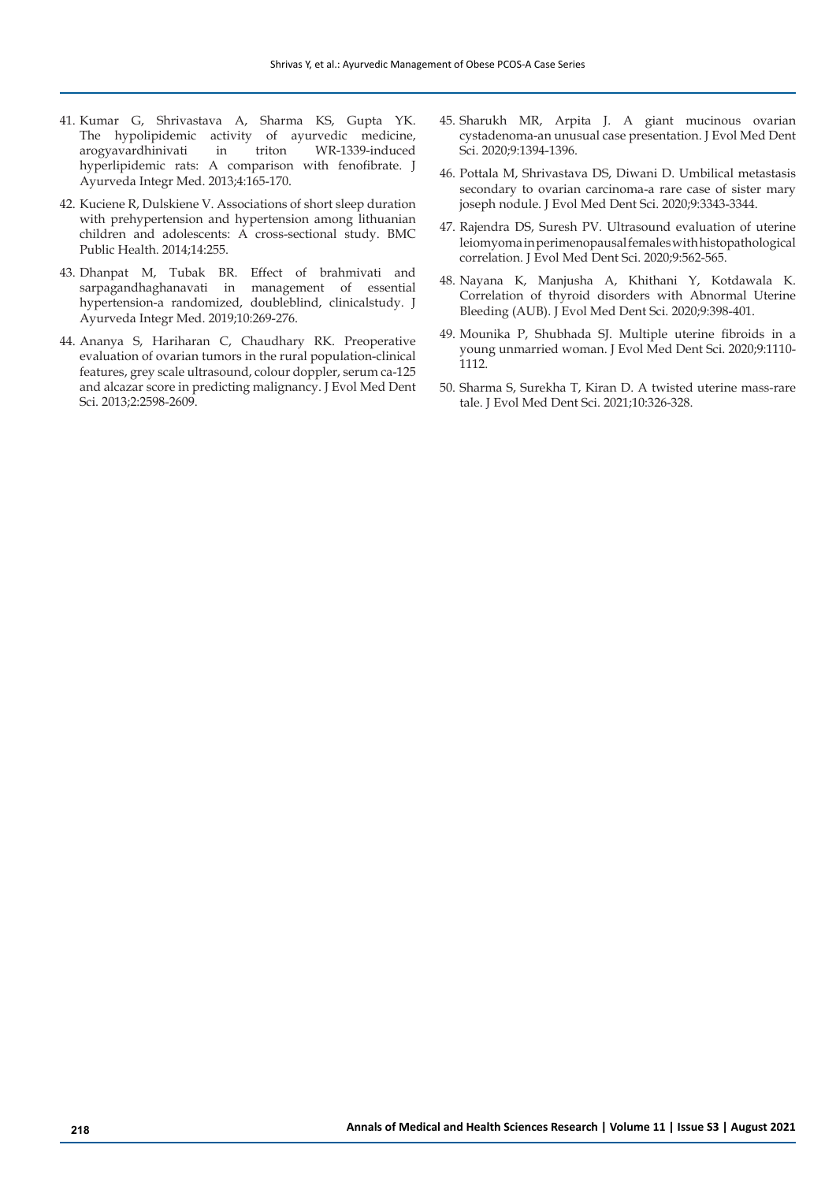41. Kumar G, Shrivastava A, Sharma KS, Gupta YK. The hypolipidemic activity of ayurvedic medicine, arogyavardhinivati in triton WR-1339-induced hyperlipidemic rats: A comparison with fenofibrate. J Ayurveda Integr Med. 2013;4:165-170.
42. Kuciene R, Dulskiene V. Associations of short sleep duration with prehypertension and hypertension among lithuanian children and adolescents: A cross-sectional study. BMC Public Health. 2014;14:255.
43. Dhanpat M, Tubak BR. Effect of brahmivati and sarpagandhaghanavati in management of essential hypertension-a randomized, doubleblind, clinicalstudy. J Ayurveda Integr Med. 2019;10:269-276.
44. Ananya S, Hariharan C, Chaudhary RK. Preoperative evaluation of ovarian tumors in the rural population-clinical features, grey scale ultrasound, colour doppler, serum ca-125 and alcazar score in predicting malignancy. J Evol Med Dent Sci. 2013;2:2598-2609.
45. Sharukh MR, Arpita J. A giant mucinous ovarian cystadenoma-an unusual case presentation. J Evol Med Dent Sci. 2020;9:1394-1396.
46. Pottala M, Shrivastava DS, Diwani D. Umbilical metastasis secondary to ovarian carcinoma-a rare case of sister mary joseph nodule. J Evol Med Dent Sci. 2020;9:3343-3344.
47. Rajendra DS, Suresh PV. Ultrasound evaluation of uterine leiomyoma in perimenopausal females with histopathological correlation. J Evol Med Dent Sci. 2020;9:562-565.
48. Nayana K, Manjusha A, Khithani Y, Kotdawala K. Correlation of thyroid disorders with Abnormal Uterine Bleeding (AUB). J Evol Med Dent Sci. 2020;9:398-401.
49. Mounika P, Shubhada SJ. Multiple uterine fibroids in a young unmarried woman. J Evol Med Dent Sci. 2020;9:1110-1112.
50. Sharma S, Surekha T, Kiran D. A twisted uterine mass-rare tale. J Evol Med Dent Sci. 2021;10:326-328.